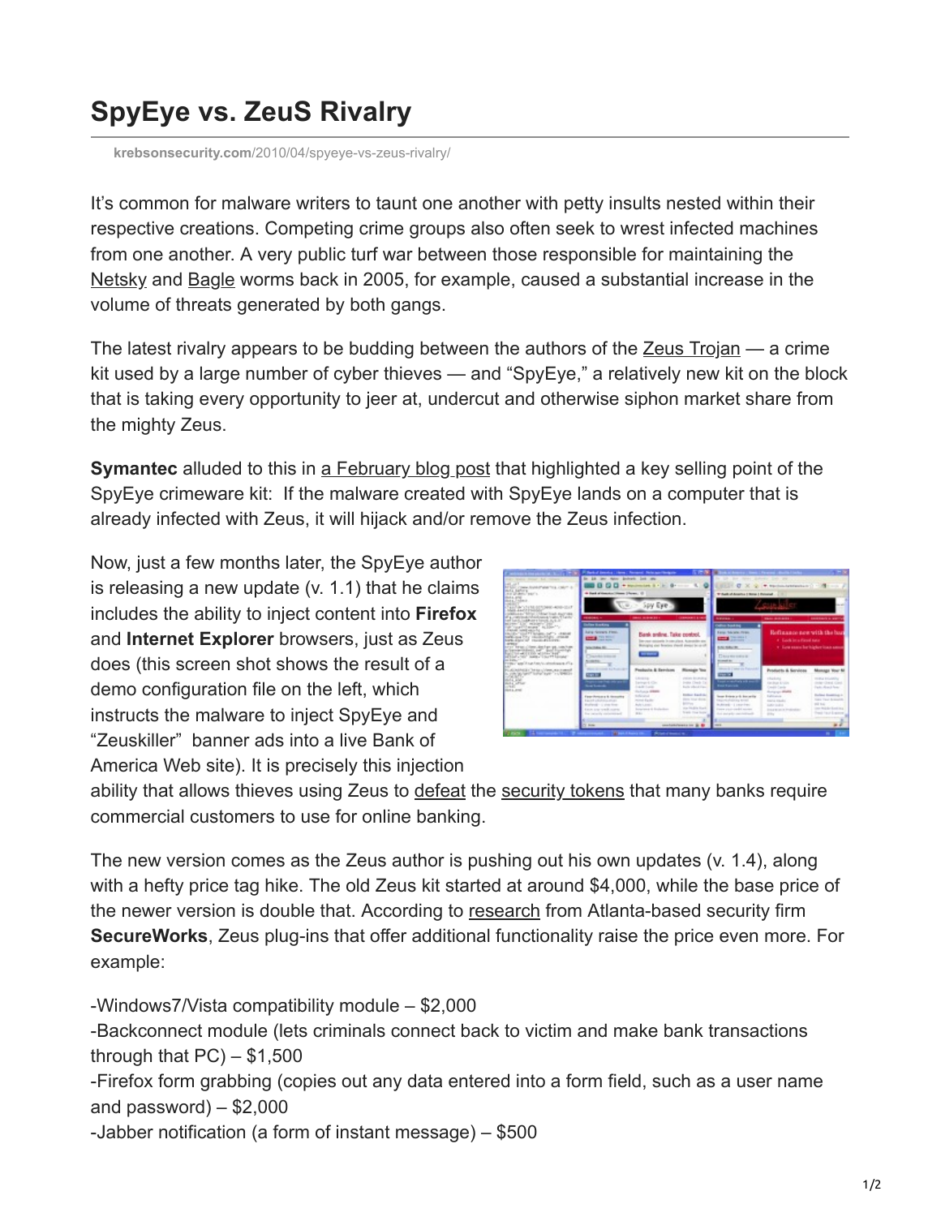# SpyEye vs. ZeuS Rivalry

krebsonsecurity.com/2010/04/spyeye-vs-zeus-rivalry/

It's common for malware writers to taunt one another with petty insults nested within their respective creations. Competing crime groups also often seek to wrest infected machines from one another. A very public turf war between those responsible for maintaining the Netsky and Bagle worms back in 2005, for example, caused a substantial increase in the volume of threats generated by both gangs.

The latest rivalry appears to be budding between the authors of the Zeus Trojan — a crime kit used by a large number of cyber thieves — and "SpyEye," a relatively new kit on the block that is taking every opportunity to jeer at, undercut and otherwise siphon market share from the mighty Zeus.

**Symantec** alluded to this in a February blog post that highlighted a key selling point of the SpyEye crimeware kit: If the malware created with SpyEye lands on a computer that is already infected with Zeus, it will hijack and/or remove the Zeus infection.

Now, just a few months later, the SpyEye author is releasing a new update (v. 1.1) that he claims includes the ability to inject content into **Firefox** and **Internet Explorer** browsers, just as Zeus does (this screen shot shows the result of a demo configuration file on the left, which instructs the malware to inject SpyEye and "Zeuskiller" banner ads into a live Bank of America Web site). It is precisely this injection ability that allows thieves using Zeus to defeat the security tokens that many banks require commercial customers to use for online banking.

The new version comes as the Zeus author is pushing out his own updates (v. 1.4), along with a hefty price tag hike. The old Zeus kit started at around $4,000, while the base price of the newer version is double that. According to research from Atlanta-based security firm **SecureWorks**, Zeus plug-ins that offer additional functionality raise the price even more. For example:

-Windows7/Vista compatibility module – $2,000
-Backconnect module (lets criminals connect back to victim and make bank transactions through that PC) – $1,500
-Firefox form grabbing (copies out any data entered into a form field, such as a user name and password) – $2,000
-Jabber notification (a form of instant message) – $500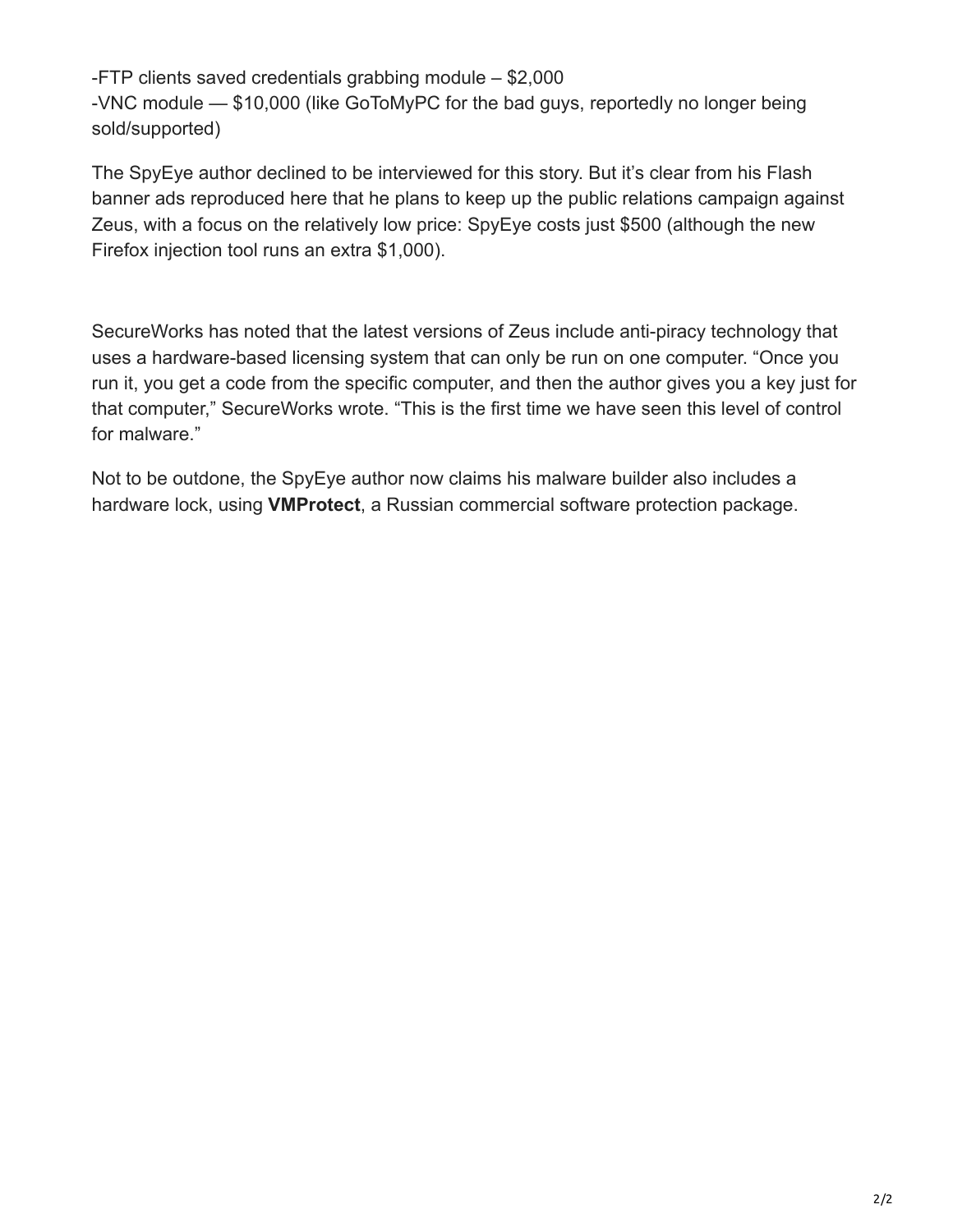-FTP clients saved credentials grabbing module – $2,000
-VNC module — $10,000 (like GoToMyPC for the bad guys, reportedly no longer being sold/supported)

The SpyEye author declined to be interviewed for this story. But it's clear from his Flash banner ads reproduced here that he plans to keep up the public relations campaign against Zeus, with a focus on the relatively low price: SpyEye costs just $500 (although the new Firefox injection tool runs an extra $1,000).

SecureWorks has noted that the latest versions of Zeus include anti-piracy technology that uses a hardware-based licensing system that can only be run on one computer. "Once you run it, you get a code from the specific computer, and then the author gives you a key just for that computer," SecureWorks wrote. "This is the first time we have seen this level of control for malware."

Not to be outdone, the SpyEye author now claims his malware builder also includes a hardware lock, using **VMProtect**, a Russian commercial software protection package.